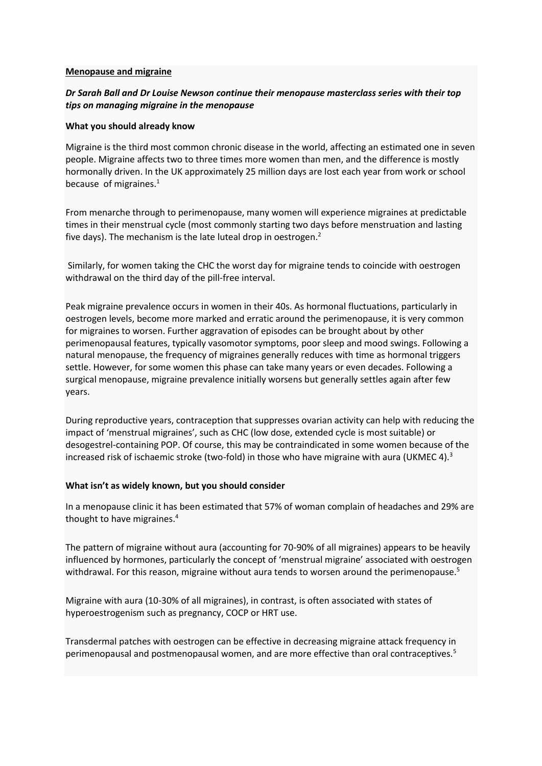**<u>Menopause and migraine</u>**

***Dr Sarah Ball and Dr Louise Newson continue their menopause masterclass series with their top tips on managing migraine in the menopause***

**What you should already know**

Migraine is the third most common chronic disease in the world, affecting an estimated one in seven people. Migraine affects two to three times more women than men, and the difference is mostly hormonally driven. In the UK approximately 25 million days are lost each year from work or school because of migraines.[1]

From menarche through to perimenopause, many women will experience migraines at predictable times in their menstrual cycle (most commonly starting two days before menstruation and lasting five days). The mechanism is the late luteal drop in oestrogen.[2]

Similarly, for women taking the CHC the worst day for migraine tends to coincide with oestrogen withdrawal on the third day of the pill-free interval.

Peak migraine prevalence occurs in women in their 40s. As hormonal fluctuations, particularly in oestrogen levels, become more marked and erratic around the perimenopause, it is very common for migraines to worsen. Further aggravation of episodes can be brought about by other perimenopausal features, typically vasomotor symptoms, poor sleep and mood swings. Following a natural menopause, the frequency of migraines generally reduces with time as hormonal triggers settle. However, for some women this phase can take many years or even decades. Following a surgical menopause, migraine prevalence initially worsens but generally settles again after few years.

During reproductive years, contraception that suppresses ovarian activity can help with reducing the impact of 'menstrual migraines', such as CHC (low dose, extended cycle is most suitable) or desogestrel-containing POP. Of course, this may be contraindicated in some women because of the increased risk of ischaemic stroke (two-fold) in those who have migraine with aura (UKMEC 4).[3]

**What isn't as widely known, but you should consider**

In a menopause clinic it has been estimated that 57% of woman complain of headaches and 29% are thought to have migraines.[4]

The pattern of migraine without aura (accounting for 70-90% of all migraines) appears to be heavily influenced by hormones, particularly the concept of 'menstrual migraine' associated with oestrogen withdrawal. For this reason, migraine without aura tends to worsen around the perimenopause.[5]

Migraine with aura (10-30% of all migraines), in contrast, is often associated with states of hyperoestrogenism such as pregnancy, COCP or HRT use.

Transdermal patches with oestrogen can be effective in decreasing migraine attack frequency in perimenopausal and postmenopausal women, and are more effective than oral contraceptives.[5]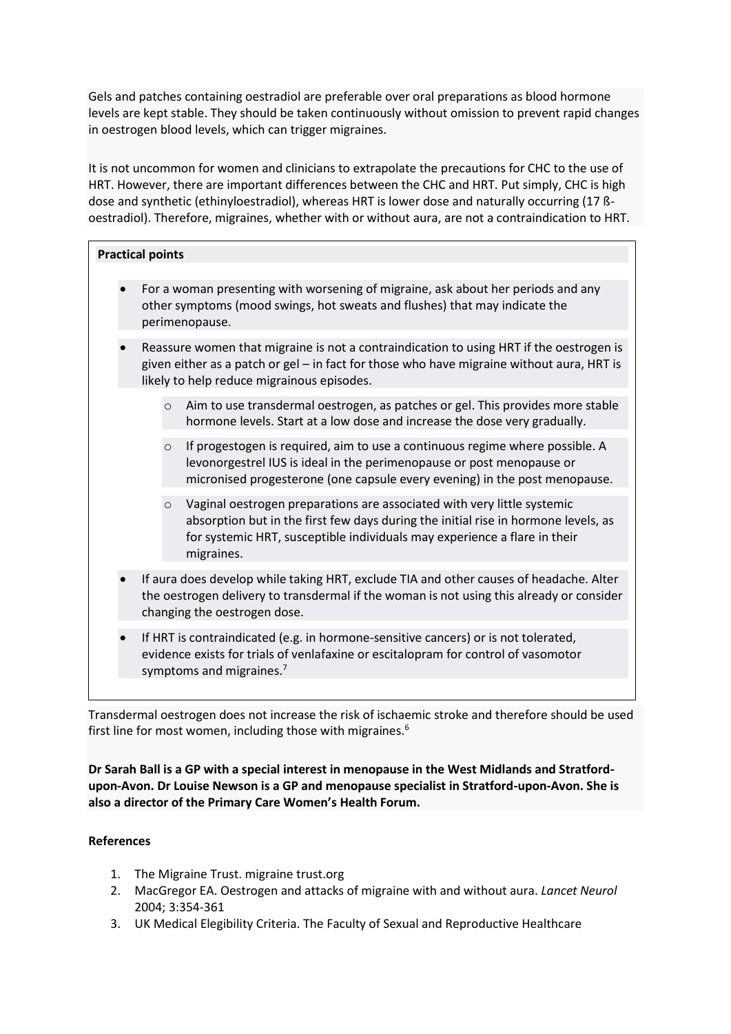Gels and patches containing oestradiol are preferable over oral preparations as blood hormone levels are kept stable. They should be taken continuously without omission to prevent rapid changes in oestrogen blood levels, which can trigger migraines.

It is not uncommon for women and clinicians to extrapolate the precautions for CHC to the use of HRT. However, there are important differences between the CHC and HRT. Put simply, CHC is high dose and synthetic (ethinyloestradiol), whereas HRT is lower dose and naturally occurring (17 ß-oestradiol). Therefore, migraines, whether with or without aura, are not a contraindication to HRT.

**Practical points**

- For a woman presenting with worsening of migraine, ask about her periods and any other symptoms (mood swings, hot sweats and flushes) that may indicate the perimenopause.
- Reassure women that migraine is not a contraindication to using HRT if the oestrogen is given either as a patch or gel – in fact for those who have migraine without aura, HRT is likely to help reduce migrainous episodes.
  - Aim to use transdermal oestrogen, as patches or gel. This provides more stable hormone levels. Start at a low dose and increase the dose very gradually.
  - If progestogen is required, aim to use a continuous regime where possible. A levonorgestrel IUS is ideal in the perimenopause or post menopause or micronised progesterone (one capsule every evening) in the post menopause.
  - Vaginal oestrogen preparations are associated with very little systemic absorption but in the first few days during the initial rise in hormone levels, as for systemic HRT, susceptible individuals may experience a flare in their migraines.
- If aura does develop while taking HRT, exclude TIA and other causes of headache. Alter the oestrogen delivery to transdermal if the woman is not using this already or consider changing the oestrogen dose.
- If HRT is contraindicated (e.g. in hormone-sensitive cancers) or is not tolerated, evidence exists for trials of venlafaxine or escitalopram for control of vasomotor symptoms and migraines.[7]

Transdermal oestrogen does not increase the risk of ischaemic stroke and therefore should be used first line for most women, including those with migraines.[6]

**Dr Sarah Ball is a GP with a special interest in menopause in the West Midlands and Stratford-upon-Avon. Dr Louise Newson is a GP and menopause specialist in Stratford-upon-Avon. She is also a director of the Primary Care Women's Health Forum.**

**References**

1. The Migraine Trust. migraine trust.org
2. MacGregor EA. Oestrogen and attacks of migraine with and without aura. *Lancet Neurol* 2004; 3:354-361
3. UK Medical Elegibility Criteria. The Faculty of Sexual and Reproductive Healthcare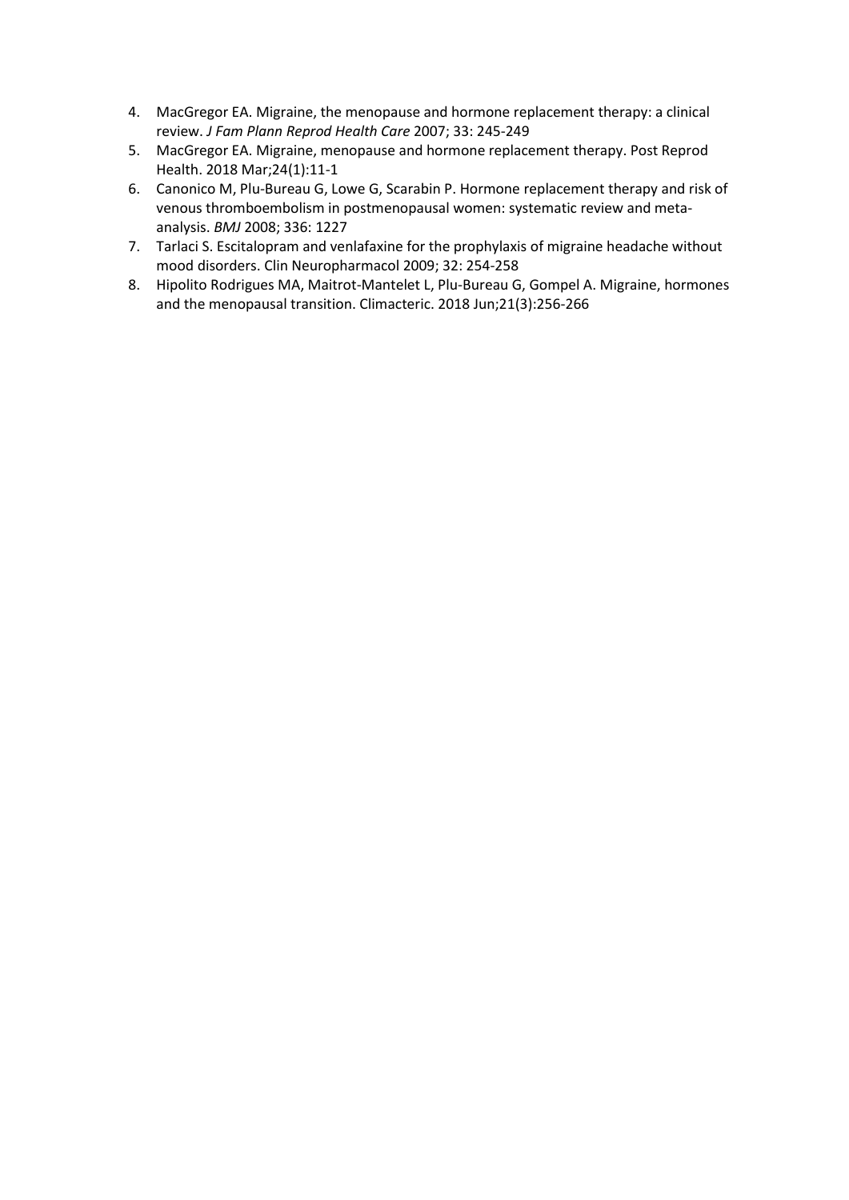4. MacGregor EA. Migraine, the menopause and hormone replacement therapy: a clinical review. *J Fam Plann Reprod Health Care* 2007; 33: 245-249
5. MacGregor EA. Migraine, menopause and hormone replacement therapy. Post Reprod Health. 2018 Mar;24(1):11-1
6. Canonico M, Plu-Bureau G, Lowe G, Scarabin P. Hormone replacement therapy and risk of venous thromboembolism in postmenopausal women: systematic review and meta-analysis. *BMJ* 2008; 336: 1227
7. Tarlaci S. Escitalopram and venlafaxine for the prophylaxis of migraine headache without mood disorders. Clin Neuropharmacol 2009; 32: 254-258
8. Hipolito Rodrigues MA, Maitrot-Mantelet L, Plu-Bureau G, Gompel A. Migraine, hormones and the menopausal transition. Climacteric. 2018 Jun;21(3):256-266